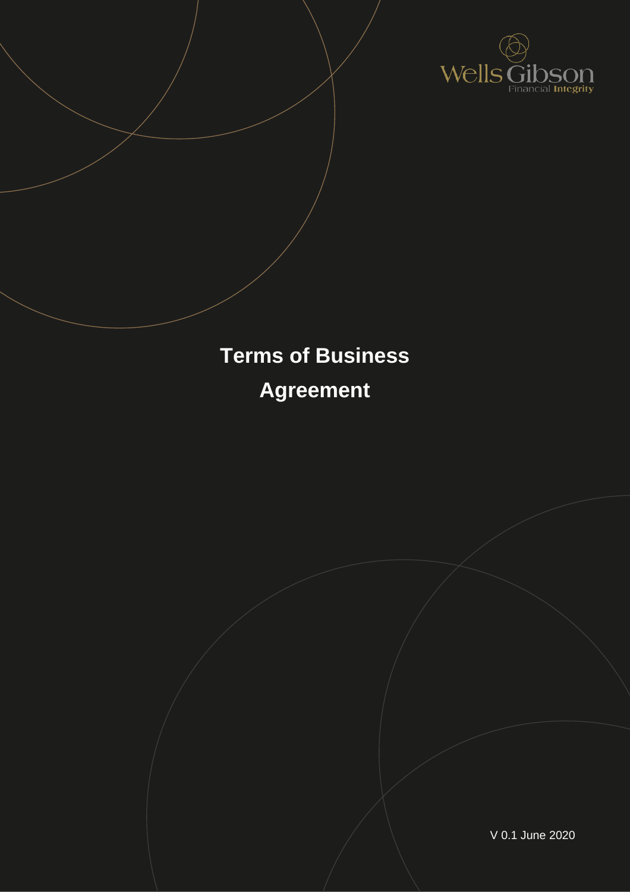Wells Gibson

Financial Integrity

# Terms of Business Agreement

V 0.1 June 2020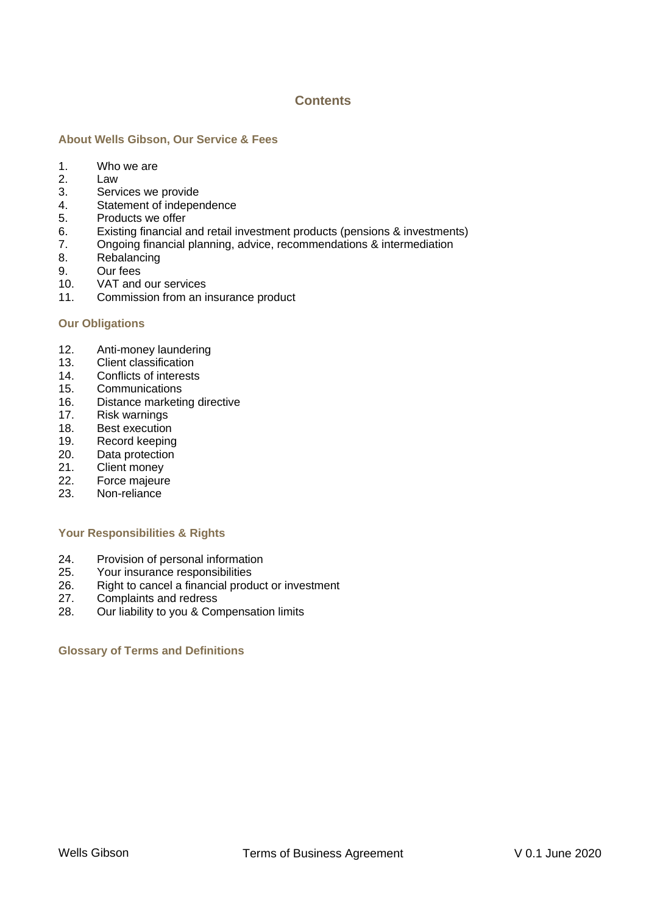# Contents

## About Wells Gibson, Our Service & Fees

1. Who we are
2. Law
3. Services we provide
4. Statement of independence
5. Products we offer
6. Existing financial and retail investment products (pensions & investments)
7. Ongoing financial planning, advice, recommendations & intermediation
8. Rebalancing
9. Our fees
10. VAT and our services
11. Commission from an insurance product

## Our Obligations

12. Anti-money laundering
13. Client classification
14. Conflicts of interests
15. Communications
16. Distance marketing directive
17. Risk warnings
18. Best execution
19. Record keeping
20. Data protection
21. Client money
22. Force majeure
23. Non-reliance

## Your Responsibilities & Rights

24. Provision of personal information
25. Your insurance responsibilities
26. Right to cancel a financial product or investment
27. Complaints and redress
28. Our liability to you & Compensation limits

## Glossary of Terms and Definitions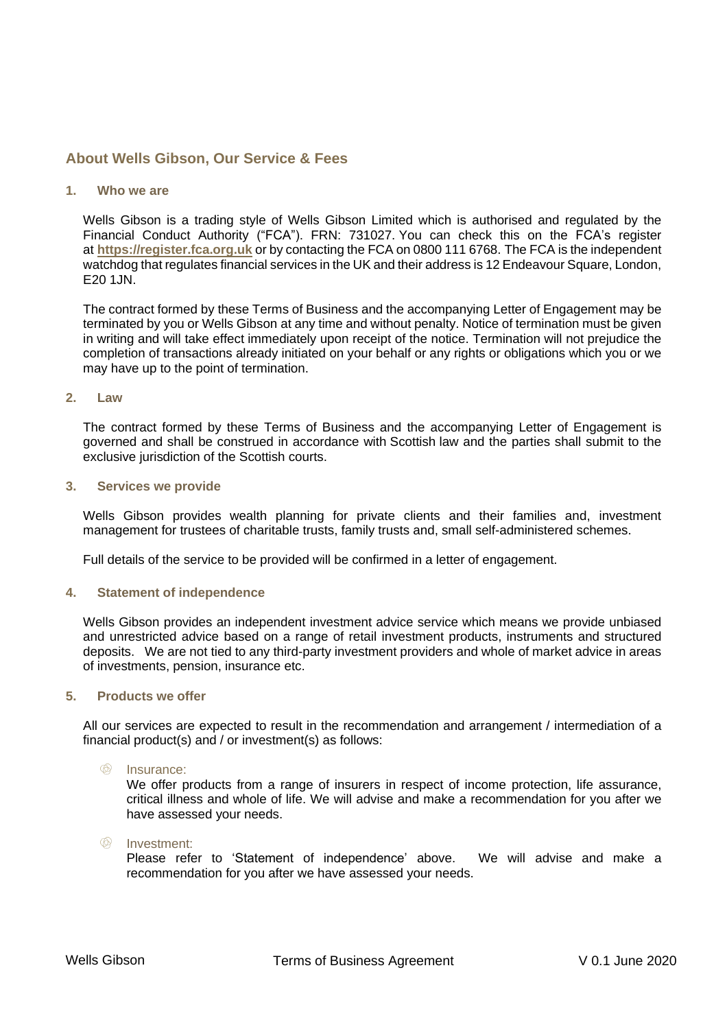## About Wells Gibson, Our Service & Fees

### 1. Who we are

Wells Gibson is a trading style of Wells Gibson Limited which is authorised and regulated by the Financial Conduct Authority ("FCA"). FRN: 731027. You can check this on the FCA's register at **https://register.fca.org.uk** or by contacting the FCA on 0800 111 6768. The FCA is the independent watchdog that regulates financial services in the UK and their address is 12 Endeavour Square, London, E20 1JN.

The contract formed by these Terms of Business and the accompanying Letter of Engagement may be terminated by you or Wells Gibson at any time and without penalty. Notice of termination must be given in writing and will take effect immediately upon receipt of the notice. Termination will not prejudice the completion of transactions already initiated on your behalf or any rights or obligations which you or we may have up to the point of termination.

### 2. Law

The contract formed by these Terms of Business and the accompanying Letter of Engagement is governed and shall be construed in accordance with Scottish law and the parties shall submit to the exclusive jurisdiction of the Scottish courts.

### 3. Services we provide

Wells Gibson provides wealth planning for private clients and their families and, investment management for trustees of charitable trusts, family trusts and, small self-administered schemes.

Full details of the service to be provided will be confirmed in a letter of engagement.

### 4. Statement of independence

Wells Gibson provides an independent investment advice service which means we provide unbiased and unrestricted advice based on a range of retail investment products, instruments and structured deposits. We are not tied to any third-party investment providers and whole of market advice in areas of investments, pension, insurance etc.

### 5. Products we offer

All our services are expected to result in the recommendation and arrangement / intermediation of a financial product(s) and / or investment(s) as follows:

- Insurance:
  We offer products from a range of insurers in respect of income protection, life assurance, critical illness and whole of life. We will advise and make a recommendation for you after we have assessed your needs.

- Investment:
  Please refer to 'Statement of independence' above. We will advise and make a recommendation for you after we have assessed your needs.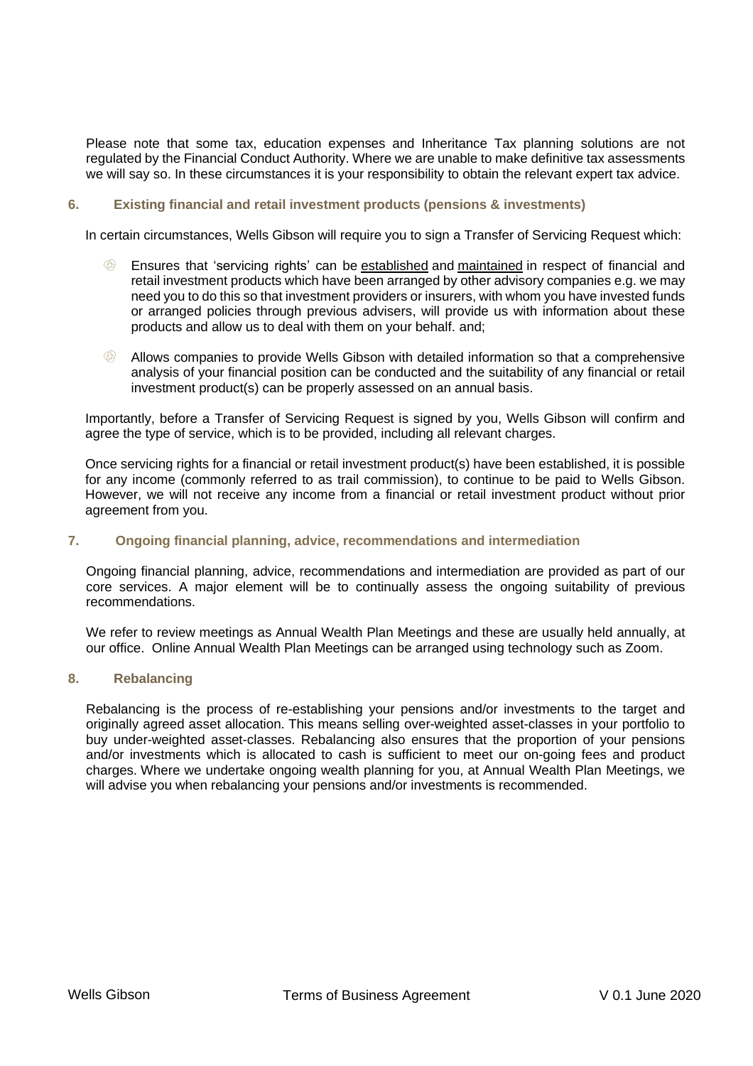Please note that some tax, education expenses and Inheritance Tax planning solutions are not regulated by the Financial Conduct Authority. Where we are unable to make definitive tax assessments we will say so. In these circumstances it is your responsibility to obtain the relevant expert tax advice.

## 6. Existing financial and retail investment products (pensions & investments)

In certain circumstances, Wells Gibson will require you to sign a Transfer of Servicing Request which:

- Ensures that 'servicing rights' can be established and maintained in respect of financial and retail investment products which have been arranged by other advisory companies e.g. we may need you to do this so that investment providers or insurers, with whom you have invested funds or arranged policies through previous advisers, will provide us with information about these products and allow us to deal with them on your behalf. and;
- Allows companies to provide Wells Gibson with detailed information so that a comprehensive analysis of your financial position can be conducted and the suitability of any financial or retail investment product(s) can be properly assessed on an annual basis.

Importantly, before a Transfer of Servicing Request is signed by you, Wells Gibson will confirm and agree the type of service, which is to be provided, including all relevant charges.

Once servicing rights for a financial or retail investment product(s) have been established, it is possible for any income (commonly referred to as trail commission), to continue to be paid to Wells Gibson. However, we will not receive any income from a financial or retail investment product without prior agreement from you.

## 7. Ongoing financial planning, advice, recommendations and intermediation

Ongoing financial planning, advice, recommendations and intermediation are provided as part of our core services. A major element will be to continually assess the ongoing suitability of previous recommendations.

We refer to review meetings as Annual Wealth Plan Meetings and these are usually held annually, at our office. Online Annual Wealth Plan Meetings can be arranged using technology such as Zoom.

## 8. Rebalancing

Rebalancing is the process of re-establishing your pensions and/or investments to the target and originally agreed asset allocation. This means selling over-weighted asset-classes in your portfolio to buy under-weighted asset-classes. Rebalancing also ensures that the proportion of your pensions and/or investments which is allocated to cash is sufficient to meet our on-going fees and product charges. Where we undertake ongoing wealth planning for you, at Annual Wealth Plan Meetings, we will advise you when rebalancing your pensions and/or investments is recommended.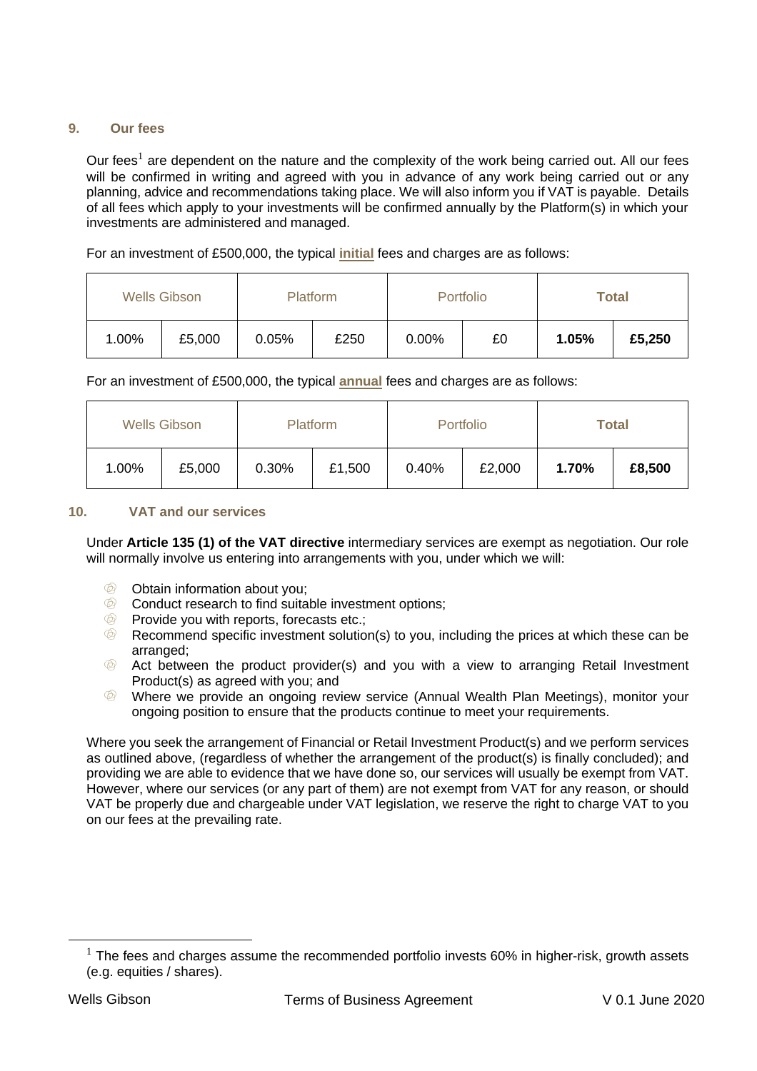## 9. Our fees

Our fees[1] are dependent on the nature and the complexity of the work being carried out. All our fees will be confirmed in writing and agreed with you in advance of any work being carried out or any planning, advice and recommendations taking place. We will also inform you if VAT is payable. Details of all fees which apply to your investments will be confirmed annually by the Platform(s) in which your investments are administered and managed.

For an investment of £500,000, the typical **initial** fees and charges are as follows:

| Wells Gibson | | Platform | | Portfolio | | **Total** | |
|---|---|---|---|---|---|---|---|
| 1.00% | £5,000 | 0.05% | £250 | 0.00% | £0 | **1.05%** | **£5,250** |

For an investment of £500,000, the typical **annual** fees and charges are as follows:

| Wells Gibson | | Platform | | Portfolio | | **Total** | |
|---|---|---|---|---|---|---|---|
| 1.00% | £5,000 | 0.30% | £1,500 | 0.40% | £2,000 | **1.70%** | **£8,500** |

## 10. VAT and our services

Under **Article 135 (1) of the VAT directive** intermediary services are exempt as negotiation. Our role will normally involve us entering into arrangements with you, under which we will:

- Obtain information about you;
- Conduct research to find suitable investment options;
- Provide you with reports, forecasts etc.;
- Recommend specific investment solution(s) to you, including the prices at which these can be arranged;
- Act between the product provider(s) and you with a view to arranging Retail Investment Product(s) as agreed with you; and
- Where we provide an ongoing review service (Annual Wealth Plan Meetings), monitor your ongoing position to ensure that the products continue to meet your requirements.

Where you seek the arrangement of Financial or Retail Investment Product(s) and we perform services as outlined above, (regardless of whether the arrangement of the product(s) is finally concluded); and providing we are able to evidence that we have done so, our services will usually be exempt from VAT. However, where our services (or any part of them) are not exempt from VAT for any reason, or should VAT be properly due and chargeable under VAT legislation, we reserve the right to charge VAT to you on our fees at the prevailing rate.

[1] The fees and charges assume the recommended portfolio invests 60% in higher-risk, growth assets (e.g. equities / shares).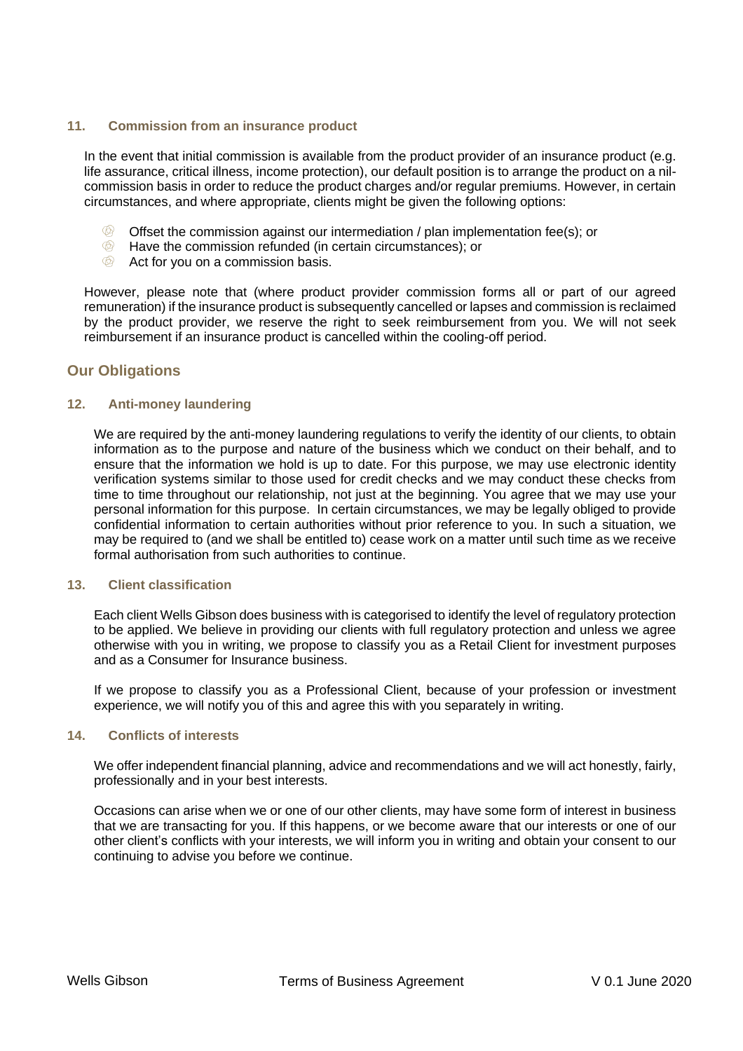### 11. Commission from an insurance product

In the event that initial commission is available from the product provider of an insurance product (e.g. life assurance, critical illness, income protection), our default position is to arrange the product on a nil-commission basis in order to reduce the product charges and/or regular premiums. However, in certain circumstances, and where appropriate, clients might be given the following options:

- Offset the commission against our intermediation / plan implementation fee(s); or
- Have the commission refunded (in certain circumstances); or
- Act for you on a commission basis.

However, please note that (where product provider commission forms all or part of our agreed remuneration) if the insurance product is subsequently cancelled or lapses and commission is reclaimed by the product provider, we reserve the right to seek reimbursement from you. We will not seek reimbursement if an insurance product is cancelled within the cooling-off period.

## Our Obligations

### 12. Anti-money laundering

We are required by the anti-money laundering regulations to verify the identity of our clients, to obtain information as to the purpose and nature of the business which we conduct on their behalf, and to ensure that the information we hold is up to date. For this purpose, we may use electronic identity verification systems similar to those used for credit checks and we may conduct these checks from time to time throughout our relationship, not just at the beginning. You agree that we may use your personal information for this purpose. In certain circumstances, we may be legally obliged to provide confidential information to certain authorities without prior reference to you. In such a situation, we may be required to (and we shall be entitled to) cease work on a matter until such time as we receive formal authorisation from such authorities to continue.

### 13. Client classification

Each client Wells Gibson does business with is categorised to identify the level of regulatory protection to be applied. We believe in providing our clients with full regulatory protection and unless we agree otherwise with you in writing, we propose to classify you as a Retail Client for investment purposes and as a Consumer for Insurance business.

If we propose to classify you as a Professional Client, because of your profession or investment experience, we will notify you of this and agree this with you separately in writing.

### 14. Conflicts of interests

We offer independent financial planning, advice and recommendations and we will act honestly, fairly, professionally and in your best interests.

Occasions can arise when we or one of our other clients, may have some form of interest in business that we are transacting for you. If this happens, or we become aware that our interests or one of our other client's conflicts with your interests, we will inform you in writing and obtain your consent to our continuing to advise you before we continue.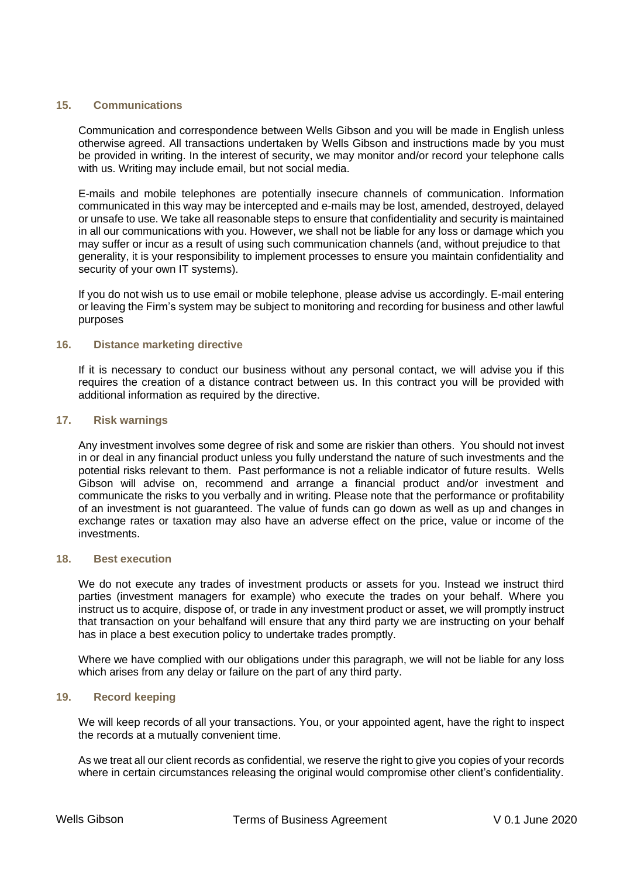## 15. Communications

Communication and correspondence between Wells Gibson and you will be made in English unless otherwise agreed. All transactions undertaken by Wells Gibson and instructions made by you must be provided in writing. In the interest of security, we may monitor and/or record your telephone calls with us. Writing may include email, but not social media.

E-mails and mobile telephones are potentially insecure channels of communication. Information communicated in this way may be intercepted and e-mails may be lost, amended, destroyed, delayed or unsafe to use. We take all reasonable steps to ensure that confidentiality and security is maintained in all our communications with you. However, we shall not be liable for any loss or damage which you may suffer or incur as a result of using such communication channels (and, without prejudice to that generality, it is your responsibility to implement processes to ensure you maintain confidentiality and security of your own IT systems).

If you do not wish us to use email or mobile telephone, please advise us accordingly. E-mail entering or leaving the Firm's system may be subject to monitoring and recording for business and other lawful purposes

## 16. Distance marketing directive

If it is necessary to conduct our business without any personal contact, we will advise you if this requires the creation of a distance contract between us. In this contract you will be provided with additional information as required by the directive.

## 17. Risk warnings

Any investment involves some degree of risk and some are riskier than others. You should not invest in or deal in any financial product unless you fully understand the nature of such investments and the potential risks relevant to them. Past performance is not a reliable indicator of future results. Wells Gibson will advise on, recommend and arrange a financial product and/or investment and communicate the risks to you verbally and in writing. Please note that the performance or profitability of an investment is not guaranteed. The value of funds can go down as well as up and changes in exchange rates or taxation may also have an adverse effect on the price, value or income of the investments.

## 18. Best execution

We do not execute any trades of investment products or assets for you. Instead we instruct third parties (investment managers for example) who execute the trades on your behalf. Where you instruct us to acquire, dispose of, or trade in any investment product or asset, we will promptly instruct that transaction on your behalfand will ensure that any third party we are instructing on your behalf has in place a best execution policy to undertake trades promptly.

Where we have complied with our obligations under this paragraph, we will not be liable for any loss which arises from any delay or failure on the part of any third party.

## 19. Record keeping

We will keep records of all your transactions. You, or your appointed agent, have the right to inspect the records at a mutually convenient time.

As we treat all our client records as confidential, we reserve the right to give you copies of your records where in certain circumstances releasing the original would compromise other client's confidentiality.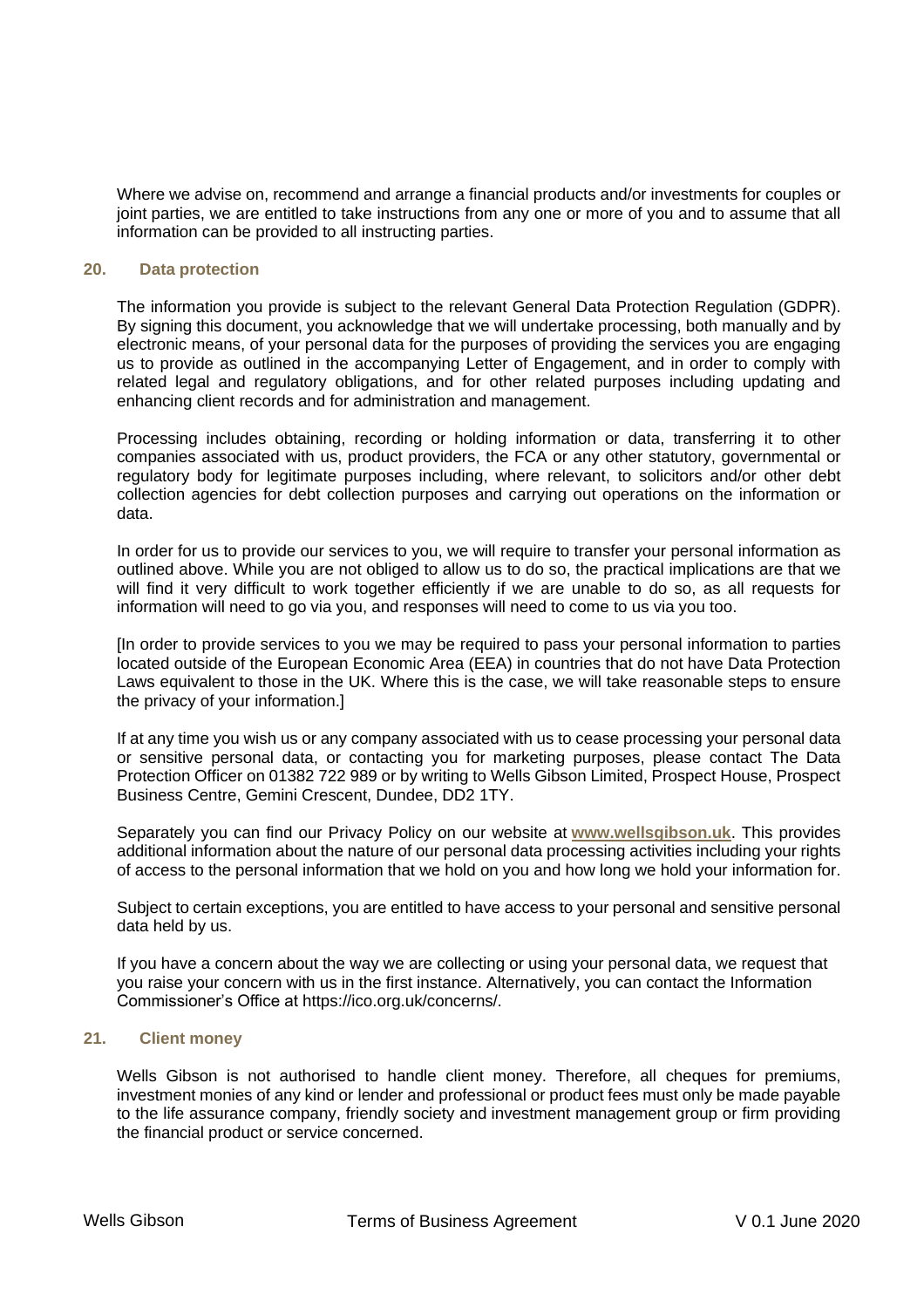Where we advise on, recommend and arrange a financial products and/or investments for couples or joint parties, we are entitled to take instructions from any one or more of you and to assume that all information can be provided to all instructing parties.

## 20. Data protection

The information you provide is subject to the relevant General Data Protection Regulation (GDPR). By signing this document, you acknowledge that we will undertake processing, both manually and by electronic means, of your personal data for the purposes of providing the services you are engaging us to provide as outlined in the accompanying Letter of Engagement, and in order to comply with related legal and regulatory obligations, and for other related purposes including updating and enhancing client records and for administration and management.

Processing includes obtaining, recording or holding information or data, transferring it to other companies associated with us, product providers, the FCA or any other statutory, governmental or regulatory body for legitimate purposes including, where relevant, to solicitors and/or other debt collection agencies for debt collection purposes and carrying out operations on the information or data.

In order for us to provide our services to you, we will require to transfer your personal information as outlined above. While you are not obliged to allow us to do so, the practical implications are that we will find it very difficult to work together efficiently if we are unable to do so, as all requests for information will need to go via you, and responses will need to come to us via you too.

[In order to provide services to you we may be required to pass your personal information to parties located outside of the European Economic Area (EEA) in countries that do not have Data Protection Laws equivalent to those in the UK. Where this is the case, we will take reasonable steps to ensure the privacy of your information.]

If at any time you wish us or any company associated with us to cease processing your personal data or sensitive personal data, or contacting you for marketing purposes, please contact The Data Protection Officer on 01382 722 989 or by writing to Wells Gibson Limited, Prospect House, Prospect Business Centre, Gemini Crescent, Dundee, DD2 1TY.

Separately you can find our Privacy Policy on our website at **www.wellsgibson.uk**. This provides additional information about the nature of our personal data processing activities including your rights of access to the personal information that we hold on you and how long we hold your information for.

Subject to certain exceptions, you are entitled to have access to your personal and sensitive personal data held by us.

If you have a concern about the way we are collecting or using your personal data, we request that you raise your concern with us in the first instance. Alternatively, you can contact the Information Commissioner's Office at https://ico.org.uk/concerns/.

## 21. Client money

Wells Gibson is not authorised to handle client money. Therefore, all cheques for premiums, investment monies of any kind or lender and professional or product fees must only be made payable to the life assurance company, friendly society and investment management group or firm providing the financial product or service concerned.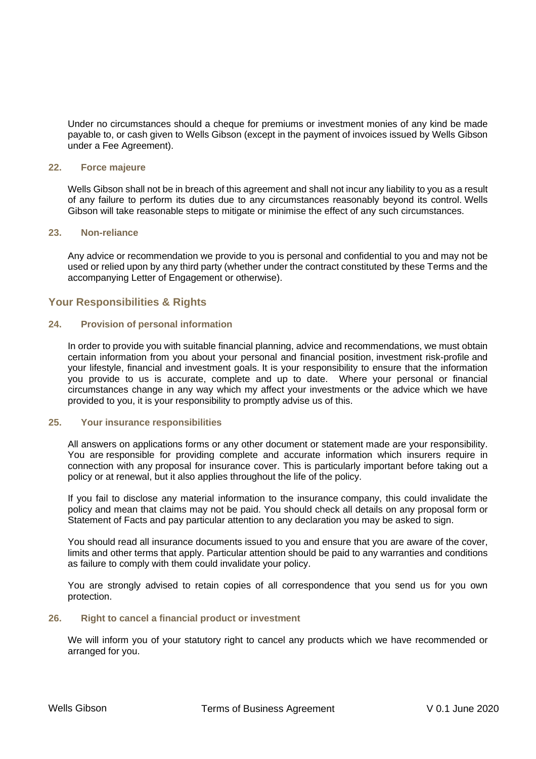Under no circumstances should a cheque for premiums or investment monies of any kind be made payable to, or cash given to Wells Gibson (except in the payment of invoices issued by Wells Gibson under a Fee Agreement).

### 22. Force majeure

Wells Gibson shall not be in breach of this agreement and shall not incur any liability to you as a result of any failure to perform its duties due to any circumstances reasonably beyond its control. Wells Gibson will take reasonable steps to mitigate or minimise the effect of any such circumstances.

### 23. Non-reliance

Any advice or recommendation we provide to you is personal and confidential to you and may not be used or relied upon by any third party (whether under the contract constituted by these Terms and the accompanying Letter of Engagement or otherwise).

## Your Responsibilities & Rights

### 24. Provision of personal information

In order to provide you with suitable financial planning, advice and recommendations, we must obtain certain information from you about your personal and financial position, investment risk-profile and your lifestyle, financial and investment goals. It is your responsibility to ensure that the information you provide to us is accurate, complete and up to date. Where your personal or financial circumstances change in any way which my affect your investments or the advice which we have provided to you, it is your responsibility to promptly advise us of this.

### 25. Your insurance responsibilities

All answers on applications forms or any other document or statement made are your responsibility. You are responsible for providing complete and accurate information which insurers require in connection with any proposal for insurance cover. This is particularly important before taking out a policy or at renewal, but it also applies throughout the life of the policy.

If you fail to disclose any material information to the insurance company, this could invalidate the policy and mean that claims may not be paid. You should check all details on any proposal form or Statement of Facts and pay particular attention to any declaration you may be asked to sign.

You should read all insurance documents issued to you and ensure that you are aware of the cover, limits and other terms that apply. Particular attention should be paid to any warranties and conditions as failure to comply with them could invalidate your policy.

You are strongly advised to retain copies of all correspondence that you send us for you own protection.

### 26. Right to cancel a financial product or investment

We will inform you of your statutory right to cancel any products which we have recommended or arranged for you.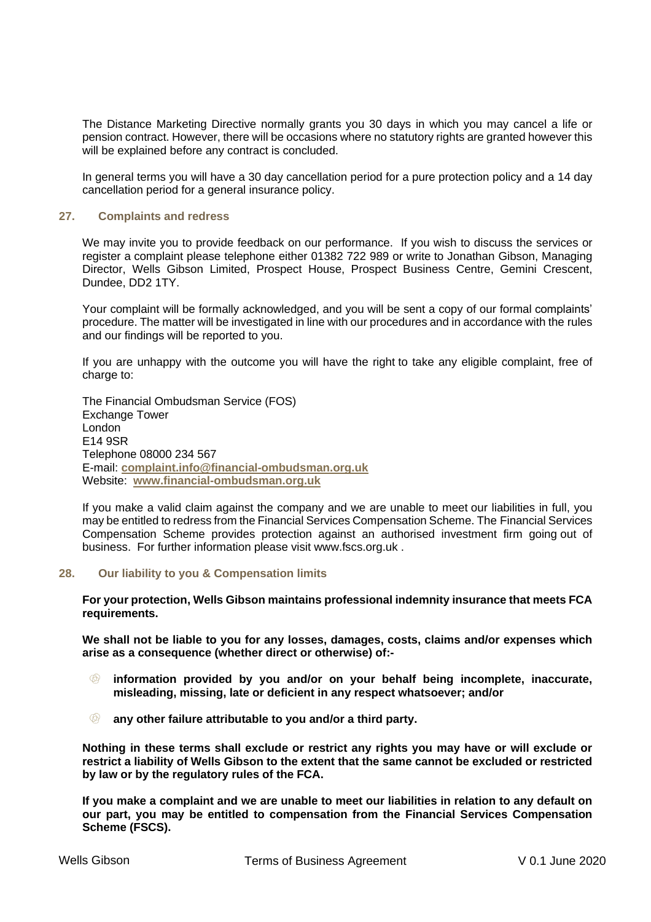The Distance Marketing Directive normally grants you 30 days in which you may cancel a life or pension contract. However, there will be occasions where no statutory rights are granted however this will be explained before any contract is concluded.

In general terms you will have a 30 day cancellation period for a pure protection policy and a 14 day cancellation period for a general insurance policy.

## 27. Complaints and redress

We may invite you to provide feedback on our performance. If you wish to discuss the services or register a complaint please telephone either 01382 722 989 or write to Jonathan Gibson, Managing Director, Wells Gibson Limited, Prospect House, Prospect Business Centre, Gemini Crescent, Dundee, DD2 1TY.

Your complaint will be formally acknowledged, and you will be sent a copy of our formal complaints' procedure. The matter will be investigated in line with our procedures and in accordance with the rules and our findings will be reported to you.

If you are unhappy with the outcome you will have the right to take any eligible complaint, free of charge to:

The Financial Ombudsman Service (FOS)
Exchange Tower
London
E14 9SR
Telephone 08000 234 567
E-mail: **complaint.info@financial-ombudsman.org.uk**
Website: **www.financial-ombudsman.org.uk**

If you make a valid claim against the company and we are unable to meet our liabilities in full, you may be entitled to redress from the Financial Services Compensation Scheme. The Financial Services Compensation Scheme provides protection against an authorised investment firm going out of business. For further information please visit www.fscs.org.uk .

## 28. Our liability to you & Compensation limits

**For your protection, Wells Gibson maintains professional indemnity insurance that meets FCA requirements.**

**We shall not be liable to you for any losses, damages, costs, claims and/or expenses which arise as a consequence (whether direct or otherwise) of:-**

- **information provided by you and/or on your behalf being incomplete, inaccurate, misleading, missing, late or deficient in any respect whatsoever; and/or**
- **any other failure attributable to you and/or a third party.**

**Nothing in these terms shall exclude or restrict any rights you may have or will exclude or restrict a liability of Wells Gibson to the extent that the same cannot be excluded or restricted by law or by the regulatory rules of the FCA.**

**If you make a complaint and we are unable to meet our liabilities in relation to any default on our part, you may be entitled to compensation from the Financial Services Compensation Scheme (FSCS).**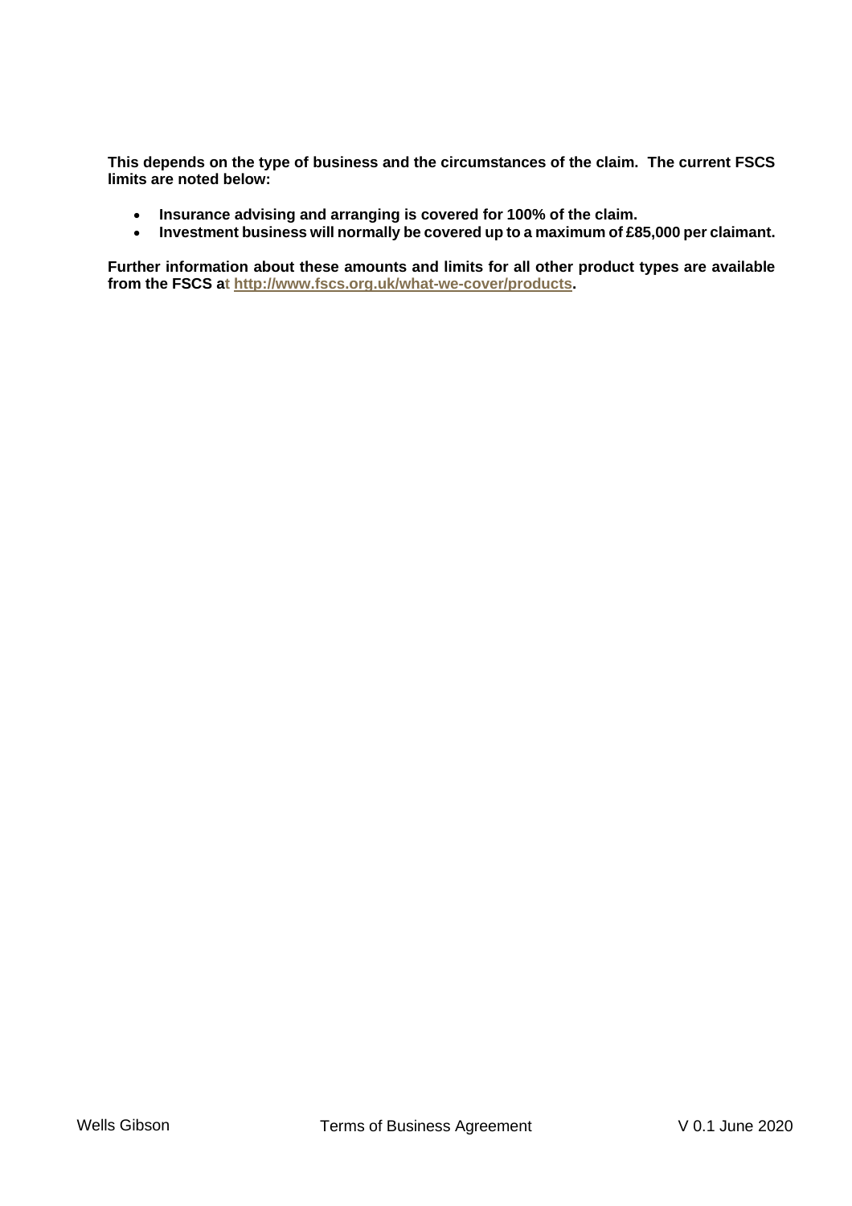**This depends on the type of business and the circumstances of the claim. The current FSCS limits are noted below:**

- **Insurance advising and arranging is covered for 100% of the claim.**
- **Investment business will normally be covered up to a maximum of £85,000 per claimant.**

**Further information about these amounts and limits for all other product types are available from the FSCS at [http://www.fscs.org.uk/what-we-cover/products](http://www.fscs.org.uk/what-we-cover/products).**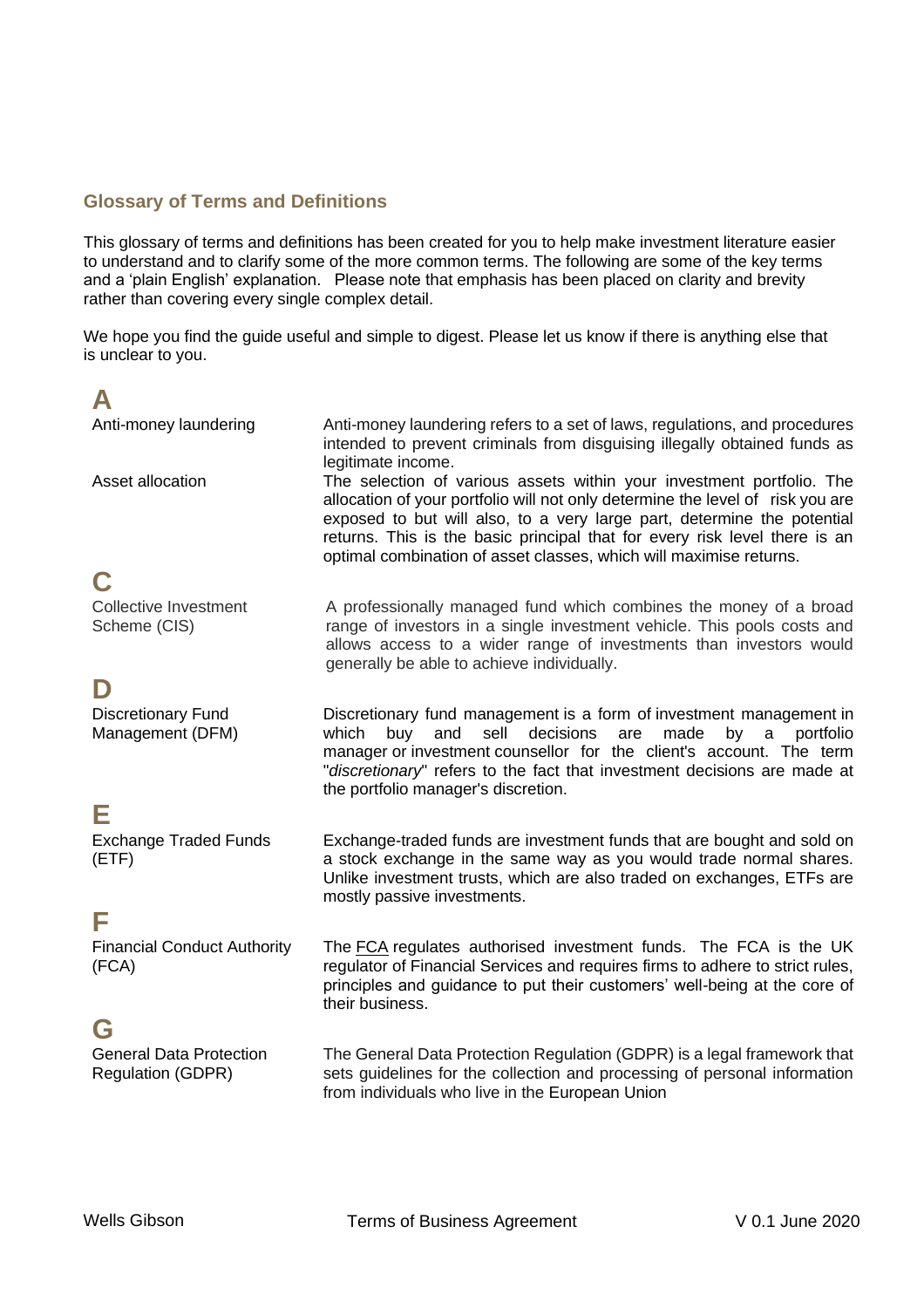## Glossary of Terms and Definitions

This glossary of terms and definitions has been created for you to help make investment literature easier to understand and to clarify some of the more common terms. The following are some of the key terms and a 'plain English' explanation. Please note that emphasis has been placed on clarity and brevity rather than covering every single complex detail.

We hope you find the guide useful and simple to digest. Please let us know if there is anything else that is unclear to you.

### A

| | |
|---|---|
| Anti-money laundering | Anti-money laundering refers to a set of laws, regulations, and procedures intended to prevent criminals from disguising illegally obtained funds as legitimate income. |
| Asset allocation | The selection of various assets within your investment portfolio. The allocation of your portfolio will not only determine the level of risk you are exposed to but will also, to a very large part, determine the potential returns. This is the basic principal that for every risk level there is an optimal combination of asset classes, which will maximise returns. |

### C

| | |
|---|---|
| Collective Investment Scheme (CIS) | A professionally managed fund which combines the money of a broad range of investors in a single investment vehicle. This pools costs and allows access to a wider range of investments than investors would generally be able to achieve individually. |

### D

| | |
|---|---|
| Discretionary Fund Management (DFM) | Discretionary fund management is a form of investment management in which buy and sell decisions are made by a portfolio manager or investment counsellor for the client's account. The term "*discretionary*" refers to the fact that investment decisions are made at the portfolio manager's discretion. |

### E

| | |
|---|---|
| Exchange Traded Funds (ETF) | Exchange-traded funds are investment funds that are bought and sold on a stock exchange in the same way as you would trade normal shares. Unlike investment trusts, which are also traded on exchanges, ETFs are mostly passive investments. |

### F

| | |
|---|---|
| Financial Conduct Authority (FCA) | The FCA regulates authorised investment funds. The FCA is the UK regulator of Financial Services and requires firms to adhere to strict rules, principles and guidance to put their customers' well-being at the core of their business. |

### G

| | |
|---|---|
| General Data Protection Regulation (GDPR) | The General Data Protection Regulation (GDPR) is a legal framework that sets guidelines for the collection and processing of personal information from individuals who live in the European Union |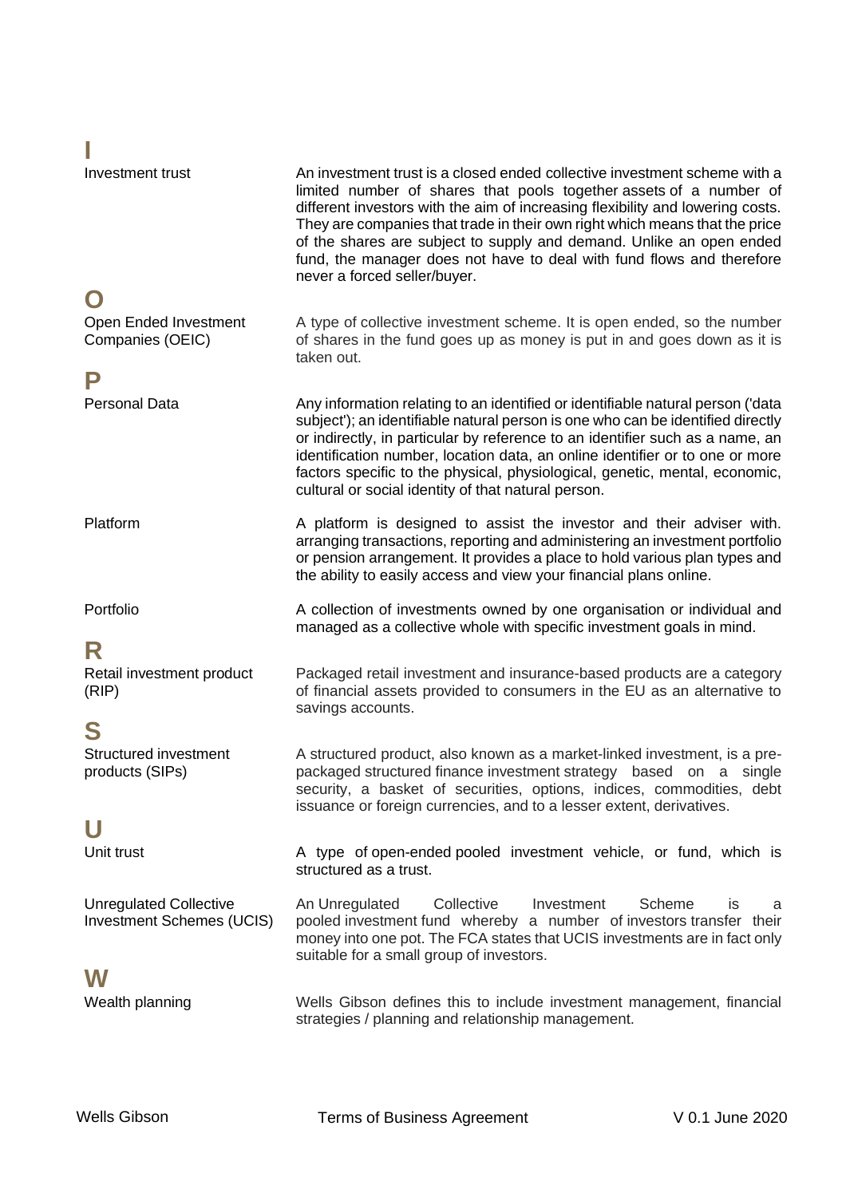## I

| | |
|---|---|
| Investment trust | An investment trust is a closed ended collective investment scheme with a limited number of shares that pools together assets of a number of different investors with the aim of increasing flexibility and lowering costs. They are companies that trade in their own right which means that the price of the shares are subject to supply and demand. Unlike an open ended fund, the manager does not have to deal with fund flows and therefore never a forced seller/buyer. |

## O

| | |
|---|---|
| Open Ended Investment Companies (OEIC) | A type of collective investment scheme. It is open ended, so the number of shares in the fund goes up as money is put in and goes down as it is taken out. |

## P

| | |
|---|---|
| Personal Data | Any information relating to an identified or identifiable natural person ('data subject'); an identifiable natural person is one who can be identified directly or indirectly, in particular by reference to an identifier such as a name, an identification number, location data, an online identifier or to one or more factors specific to the physical, physiological, genetic, mental, economic, cultural or social identity of that natural person. |
| Platform | A platform is designed to assist the investor and their adviser with. arranging transactions, reporting and administering an investment portfolio or pension arrangement. It provides a place to hold various plan types and the ability to easily access and view your financial plans online. |
| Portfolio | A collection of investments owned by one organisation or individual and managed as a collective whole with specific investment goals in mind. |

## R

| | |
|---|---|
| Retail investment product (RIP) | Packaged retail investment and insurance-based products are a category of financial assets provided to consumers in the EU as an alternative to savings accounts. |

## S

| | |
|---|---|
| Structured investment products (SIPs) | A structured product, also known as a market-linked investment, is a pre-packaged structured finance investment strategy based on a single security, a basket of securities, options, indices, commodities, debt issuance or foreign currencies, and to a lesser extent, derivatives. |

## U

| | |
|---|---|
| Unit trust | A type of open-ended pooled investment vehicle, or fund, which is structured as a trust. |
| Unregulated Collective Investment Schemes (UCIS) | An Unregulated Collective Investment Scheme is a pooled investment fund whereby a number of investors transfer their money into one pot. The FCA states that UCIS investments are in fact only suitable for a small group of investors. |

## W

| | |
|---|---|
| Wealth planning | Wells Gibson defines this to include investment management, financial strategies / planning and relationship management. |